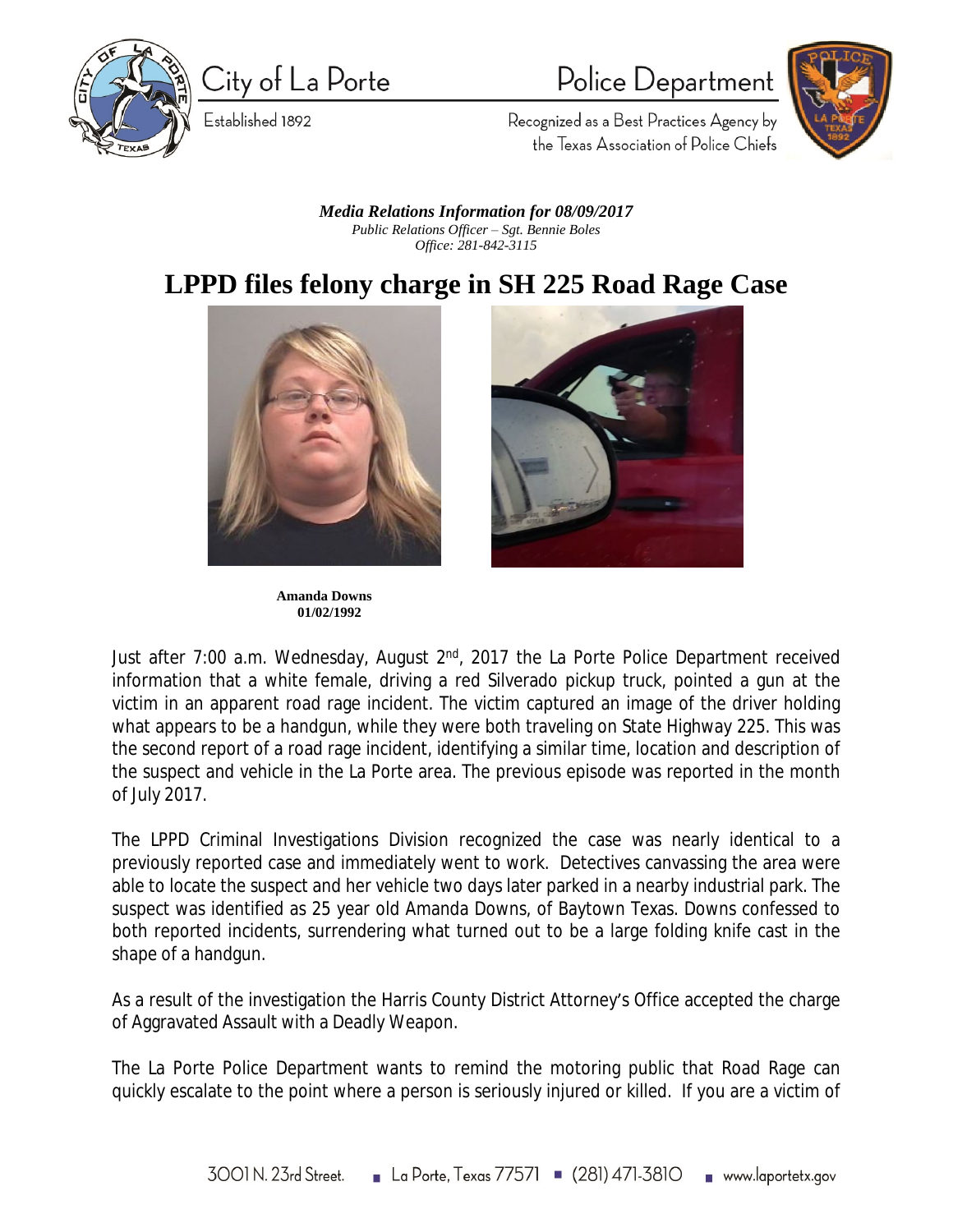City of La Porte

Established 1892

Police Department

Recognized as a Best Practices Agency by the Texas Association of Police Chiefs

***Media Relations Information for 08/09/2017***

*Public Relations Officer – Sgt. Bennie Boles*

*Office: 281-842-3115*

# LPPD files felony charge in SH 225 Road Rage Case

**Amanda Downs**
**01/02/1992**

Just after 7:00 a.m. Wednesday, August 2nd, 2017 the La Porte Police Department received information that a white female, driving a red Silverado pickup truck, pointed a gun at the victim in an apparent road rage incident. The victim captured an image of the driver holding what appears to be a handgun, while they were both traveling on State Highway 225. This was the second report of a road rage incident, identifying a similar time, location and description of the suspect and vehicle in the La Porte area. The previous episode was reported in the month of July 2017.

The LPPD Criminal Investigations Division recognized the case was nearly identical to a previously reported case and immediately went to work. Detectives canvassing the area were able to locate the suspect and her vehicle two days later parked in a nearby industrial park. The suspect was identified as 25 year old Amanda Downs, of Baytown Texas. Downs confessed to both reported incidents, surrendering what turned out to be a large folding knife cast in the shape of a handgun.

As a result of the investigation the Harris County District Attorney's Office accepted the charge of Aggravated Assault with a Deadly Weapon.

The La Porte Police Department wants to remind the motoring public that Road Rage can quickly escalate to the point where a person is seriously injured or killed. If you are a victim of

3001 N. 23rd Street. ▪ La Porte, Texas 77571 ▪ (281) 471-3810 ▪ www.laportetx.gov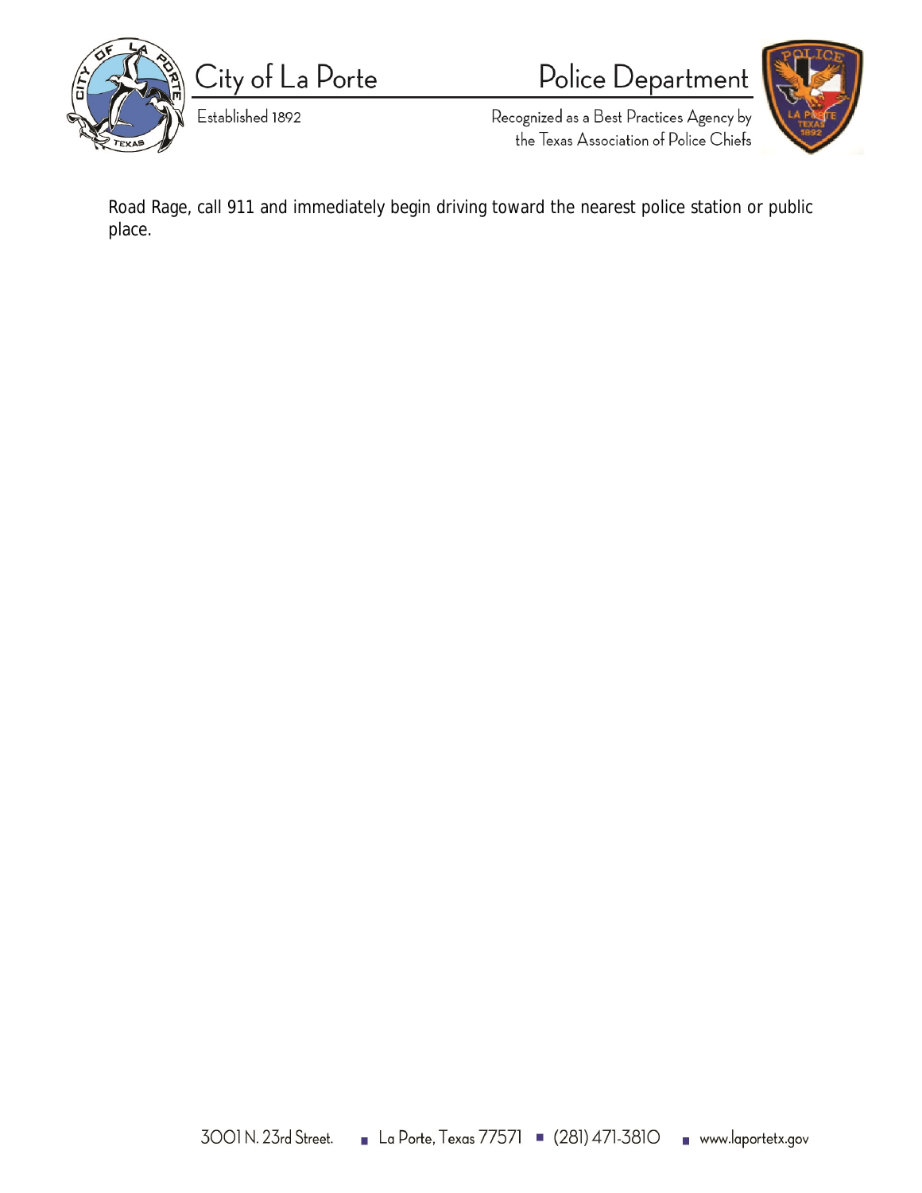Road Rage, call 911 and immediately begin driving toward the nearest police station or public place.